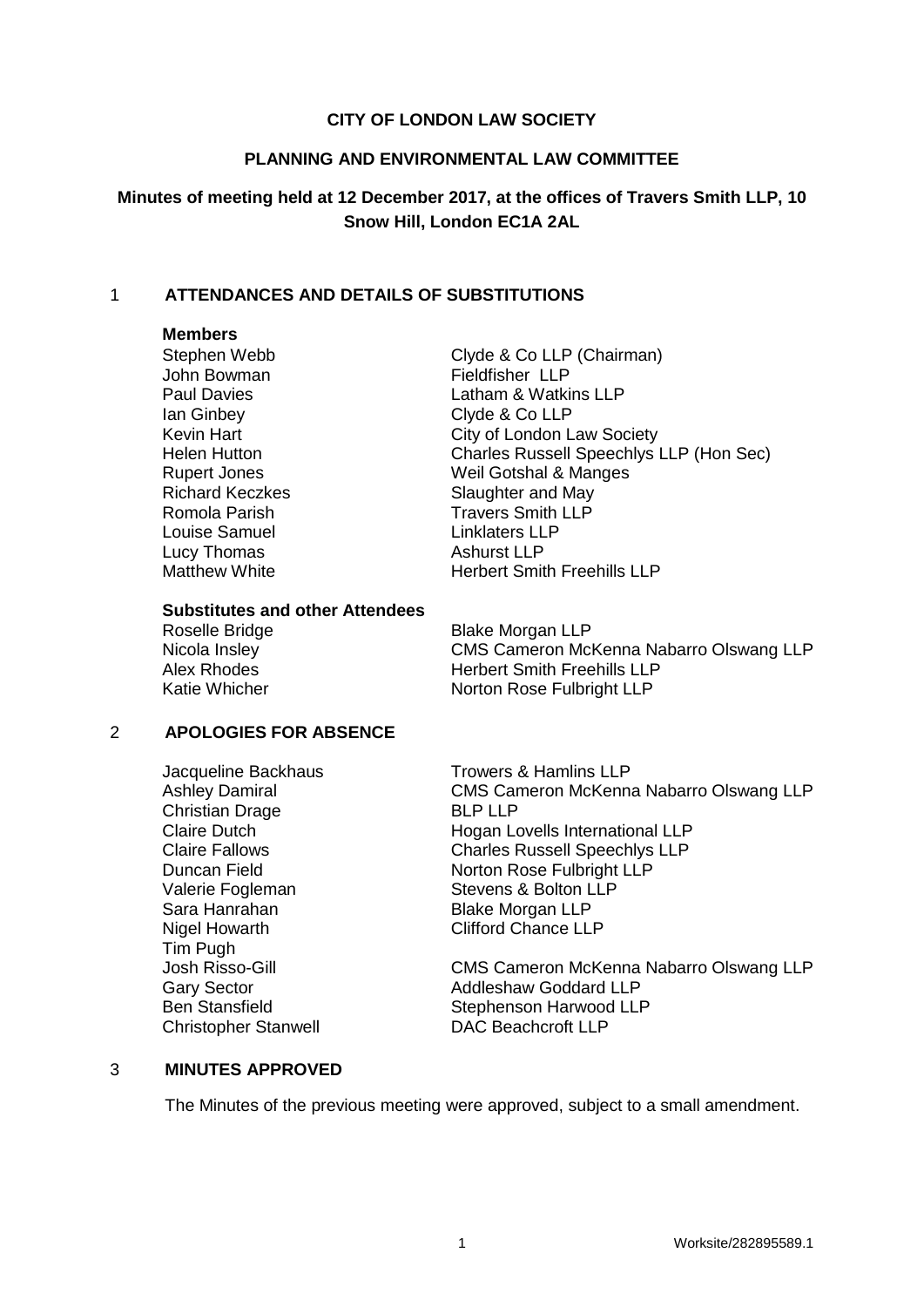**CITY OF LONDON LAW SOCIETY**

**PLANNING AND ENVIRONMENTAL LAW COMMITTEE**

**Minutes of meeting held at 12 December 2017, at the offices of Travers Smith LLP, 10 Snow Hill, London EC1A 2AL**

## 1 ATTENDANCES AND DETAILS OF SUBSTITUTIONS

**Members**

| | |
|---|---|
| Stephen Webb | Clyde & Co LLP (Chairman) |
| John Bowman | Fieldfisher LLP |
| Paul Davies | Latham & Watkins LLP |
| Ian Ginbey | Clyde & Co LLP |
| Kevin Hart | City of London Law Society |
| Helen Hutton | Charles Russell Speechlys LLP (Hon Sec) |
| Rupert Jones | Weil Gotshal & Manges |
| Richard Keczkes | Slaughter and May |
| Romola Parish | Travers Smith LLP |
| Louise Samuel | Linklaters LLP |
| Lucy Thomas | Ashurst LLP |
| Matthew White | Herbert Smith Freehills LLP |

**Substitutes and other Attendees**

| | |
|---|---|
| Roselle Bridge | Blake Morgan LLP |
| Nicola Insley | CMS Cameron McKenna Nabarro Olswang LLP |
| Alex Rhodes | Herbert Smith Freehills LLP |
| Katie Whicher | Norton Rose Fulbright LLP |

## 2 APOLOGIES FOR ABSENCE

| | |
|---|---|
| Jacqueline Backhaus | Trowers & Hamlins LLP |
| Ashley Damiral | CMS Cameron McKenna Nabarro Olswang LLP |
| Christian Drage | BLP LLP |
| Claire Dutch | Hogan Lovells International LLP |
| Claire Fallows | Charles Russell Speechlys LLP |
| Duncan Field | Norton Rose Fulbright LLP |
| Valerie Fogleman | Stevens & Bolton LLP |
| Sara Hanrahan | Blake Morgan LLP |
| Nigel Howarth | Clifford Chance LLP |
| Tim Pugh | |
| Josh Risso-Gill | CMS Cameron McKenna Nabarro Olswang LLP |
| Gary Sector | Addleshaw Goddard LLP |
| Ben Stansfield | Stephenson Harwood LLP |
| Christopher Stanwell | DAC Beachcroft LLP |

## 3 MINUTES APPROVED

The Minutes of the previous meeting were approved, subject to a small amendment.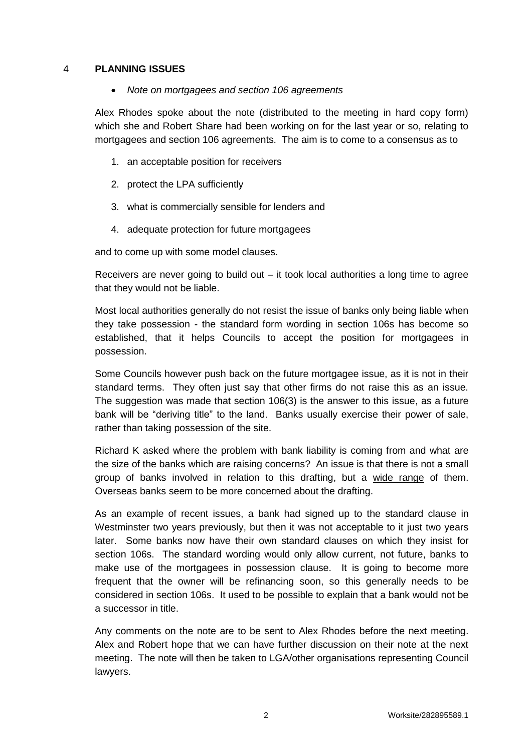## 4 PLANNING ISSUES

- *Note on mortgagees and section 106 agreements*

Alex Rhodes spoke about the note (distributed to the meeting in hard copy form) which she and Robert Share had been working on for the last year or so, relating to mortgagees and section 106 agreements. The aim is to come to a consensus as to

1. an acceptable position for receivers
2. protect the LPA sufficiently
3. what is commercially sensible for lenders and
4. adequate protection for future mortgagees

and to come up with some model clauses.

Receivers are never going to build out – it took local authorities a long time to agree that they would not be liable.

Most local authorities generally do not resist the issue of banks only being liable when they take possession - the standard form wording in section 106s has become so established, that it helps Councils to accept the position for mortgagees in possession.

Some Councils however push back on the future mortgagee issue, as it is not in their standard terms. They often just say that other firms do not raise this as an issue. The suggestion was made that section 106(3) is the answer to this issue, as a future bank will be "deriving title" to the land. Banks usually exercise their power of sale, rather than taking possession of the site.

Richard K asked where the problem with bank liability is coming from and what are the size of the banks which are raising concerns? An issue is that there is not a small group of banks involved in relation to this drafting, but a wide range of them. Overseas banks seem to be more concerned about the drafting.

As an example of recent issues, a bank had signed up to the standard clause in Westminster two years previously, but then it was not acceptable to it just two years later. Some banks now have their own standard clauses on which they insist for section 106s. The standard wording would only allow current, not future, banks to make use of the mortgagees in possession clause. It is going to become more frequent that the owner will be refinancing soon, so this generally needs to be considered in section 106s. It used to be possible to explain that a bank would not be a successor in title.

Any comments on the note are to be sent to Alex Rhodes before the next meeting. Alex and Robert hope that we can have further discussion on their note at the next meeting. The note will then be taken to LGA/other organisations representing Council lawyers.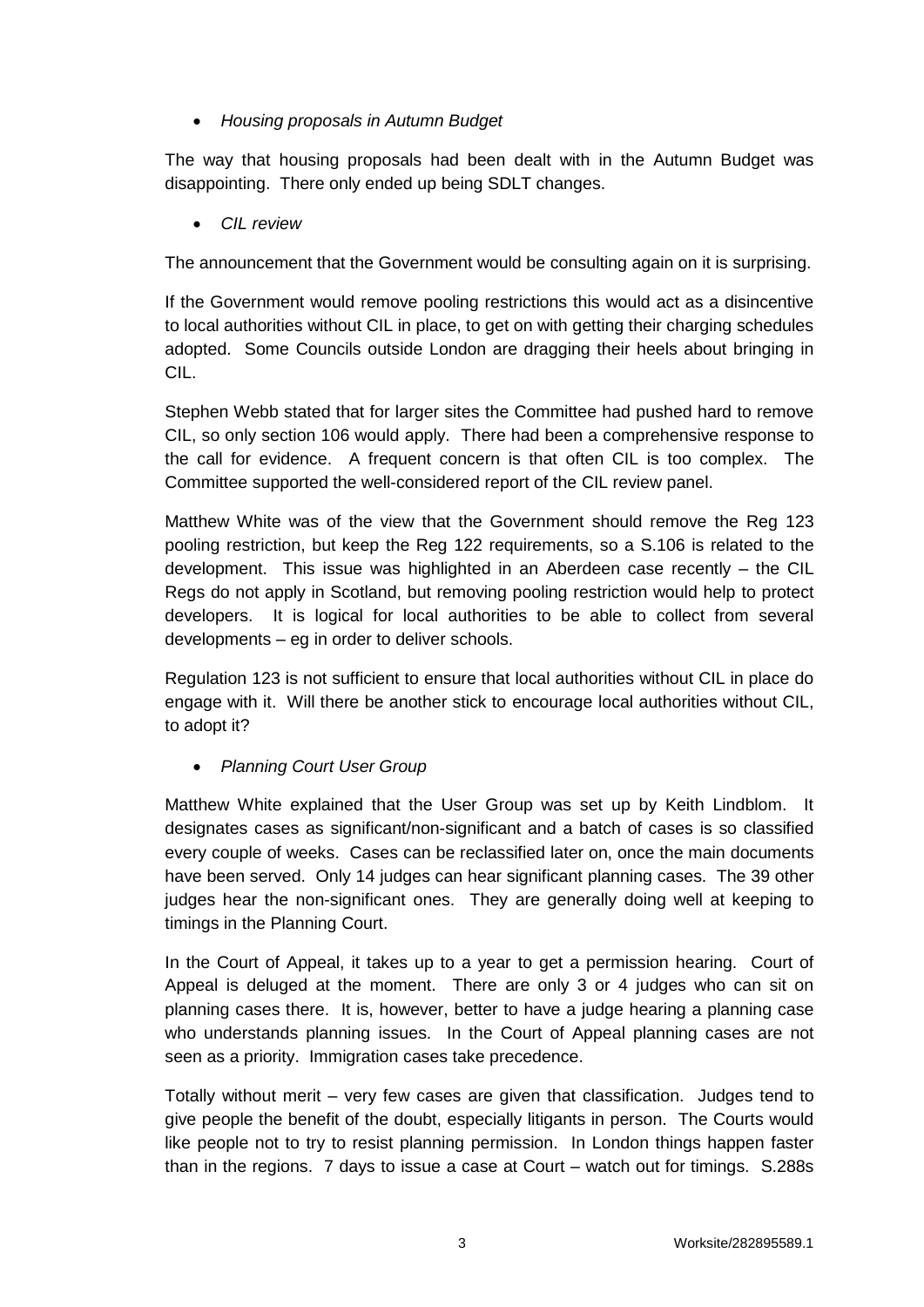- *Housing proposals in Autumn Budget*

The way that housing proposals had been dealt with in the Autumn Budget was disappointing. There only ended up being SDLT changes.

- *CIL review*

The announcement that the Government would be consulting again on it is surprising.

If the Government would remove pooling restrictions this would act as a disincentive to local authorities without CIL in place, to get on with getting their charging schedules adopted. Some Councils outside London are dragging their heels about bringing in CIL.

Stephen Webb stated that for larger sites the Committee had pushed hard to remove CIL, so only section 106 would apply. There had been a comprehensive response to the call for evidence. A frequent concern is that often CIL is too complex. The Committee supported the well-considered report of the CIL review panel.

Matthew White was of the view that the Government should remove the Reg 123 pooling restriction, but keep the Reg 122 requirements, so a S.106 is related to the development. This issue was highlighted in an Aberdeen case recently – the CIL Regs do not apply in Scotland, but removing pooling restriction would help to protect developers. It is logical for local authorities to be able to collect from several developments – eg in order to deliver schools.

Regulation 123 is not sufficient to ensure that local authorities without CIL in place do engage with it. Will there be another stick to encourage local authorities without CIL, to adopt it?

- *Planning Court User Group*

Matthew White explained that the User Group was set up by Keith Lindblom. It designates cases as significant/non-significant and a batch of cases is so classified every couple of weeks. Cases can be reclassified later on, once the main documents have been served. Only 14 judges can hear significant planning cases. The 39 other judges hear the non-significant ones. They are generally doing well at keeping to timings in the Planning Court.

In the Court of Appeal, it takes up to a year to get a permission hearing. Court of Appeal is deluged at the moment. There are only 3 or 4 judges who can sit on planning cases there. It is, however, better to have a judge hearing a planning case who understands planning issues. In the Court of Appeal planning cases are not seen as a priority. Immigration cases take precedence.

Totally without merit – very few cases are given that classification. Judges tend to give people the benefit of the doubt, especially litigants in person. The Courts would like people not to try to resist planning permission. In London things happen faster than in the regions. 7 days to issue a case at Court – watch out for timings. S.288s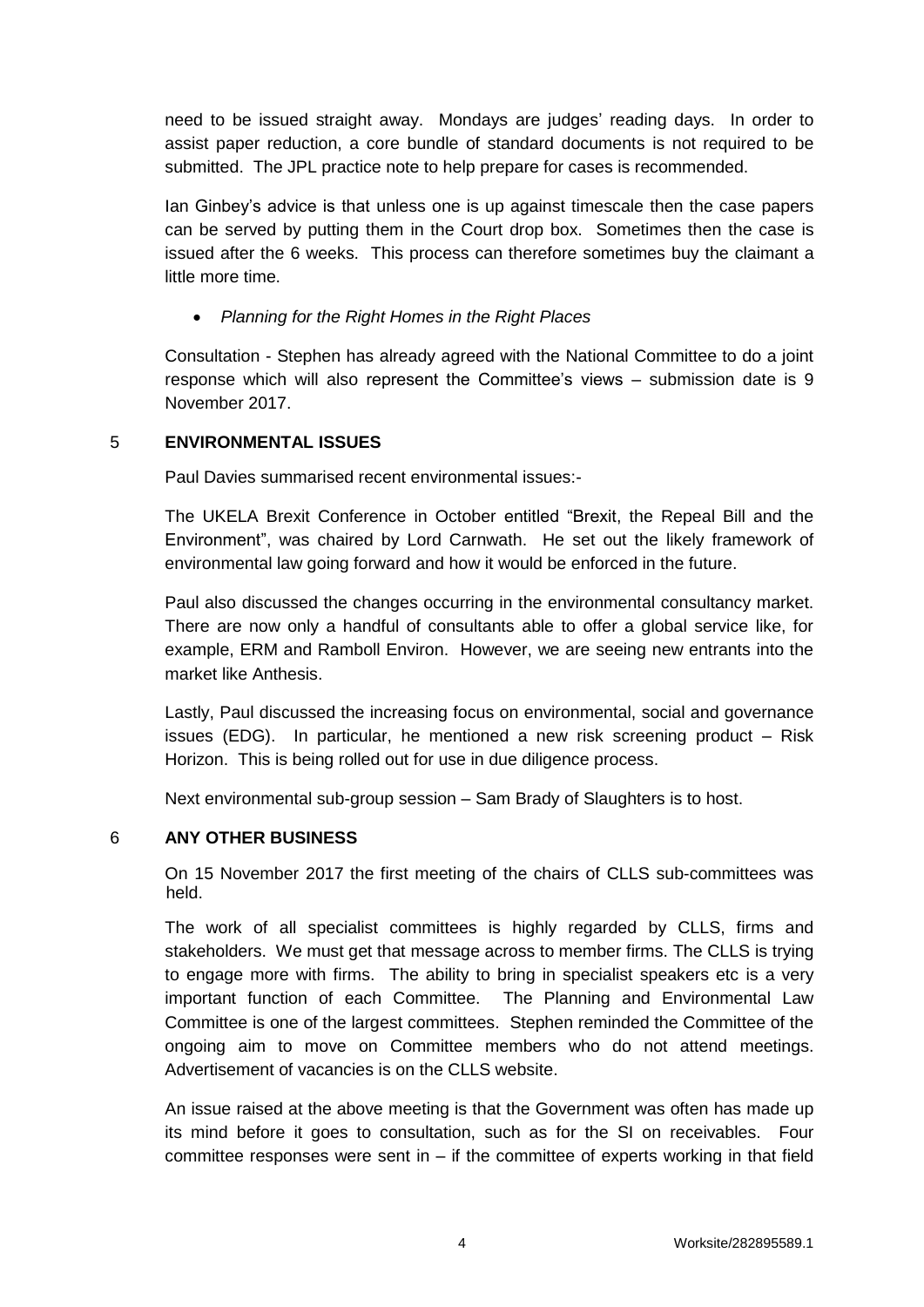need to be issued straight away. Mondays are judges' reading days. In order to assist paper reduction, a core bundle of standard documents is not required to be submitted. The JPL practice note to help prepare for cases is recommended.

Ian Ginbey's advice is that unless one is up against timescale then the case papers can be served by putting them in the Court drop box. Sometimes then the case is issued after the 6 weeks. This process can therefore sometimes buy the claimant a little more time.

- *Planning for the Right Homes in the Right Places*

Consultation - Stephen has already agreed with the National Committee to do a joint response which will also represent the Committee's views – submission date is 9 November 2017.

## 5 ENVIRONMENTAL ISSUES

Paul Davies summarised recent environmental issues:-

The UKELA Brexit Conference in October entitled "Brexit, the Repeal Bill and the Environment", was chaired by Lord Carnwath. He set out the likely framework of environmental law going forward and how it would be enforced in the future.

Paul also discussed the changes occurring in the environmental consultancy market. There are now only a handful of consultants able to offer a global service like, for example, ERM and Ramboll Environ. However, we are seeing new entrants into the market like Anthesis.

Lastly, Paul discussed the increasing focus on environmental, social and governance issues (EDG). In particular, he mentioned a new risk screening product – Risk Horizon. This is being rolled out for use in due diligence process.

Next environmental sub-group session – Sam Brady of Slaughters is to host.

## 6 ANY OTHER BUSINESS

On 15 November 2017 the first meeting of the chairs of CLLS sub-committees was held.

The work of all specialist committees is highly regarded by CLLS, firms and stakeholders. We must get that message across to member firms. The CLLS is trying to engage more with firms. The ability to bring in specialist speakers etc is a very important function of each Committee. The Planning and Environmental Law Committee is one of the largest committees. Stephen reminded the Committee of the ongoing aim to move on Committee members who do not attend meetings. Advertisement of vacancies is on the CLLS website.

An issue raised at the above meeting is that the Government was often has made up its mind before it goes to consultation, such as for the SI on receivables. Four committee responses were sent in – if the committee of experts working in that field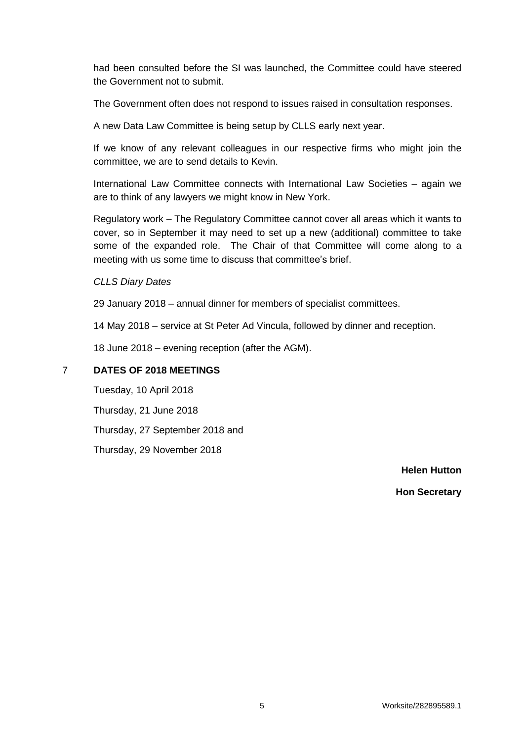had been consulted before the SI was launched, the Committee could have steered the Government not to submit.

The Government often does not respond to issues raised in consultation responses.

A new Data Law Committee is being setup by CLLS early next year.

If we know of any relevant colleagues in our respective firms who might join the committee, we are to send details to Kevin.

International Law Committee connects with International Law Societies – again we are to think of any lawyers we might know in New York.

Regulatory work – The Regulatory Committee cannot cover all areas which it wants to cover, so in September it may need to set up a new (additional) committee to take some of the expanded role. The Chair of that Committee will come along to a meeting with us some time to discuss that committee's brief.

*CLLS Diary Dates*

29 January 2018 – annual dinner for members of specialist committees.

14 May 2018 – service at St Peter Ad Vincula, followed by dinner and reception.

18 June 2018 – evening reception (after the AGM).

## 7 DATES OF 2018 MEETINGS

Tuesday, 10 April 2018

Thursday, 21 June 2018

Thursday, 27 September 2018 and

Thursday, 29 November 2018

**Helen Hutton**

**Hon Secretary**

Worksite/282895589.1